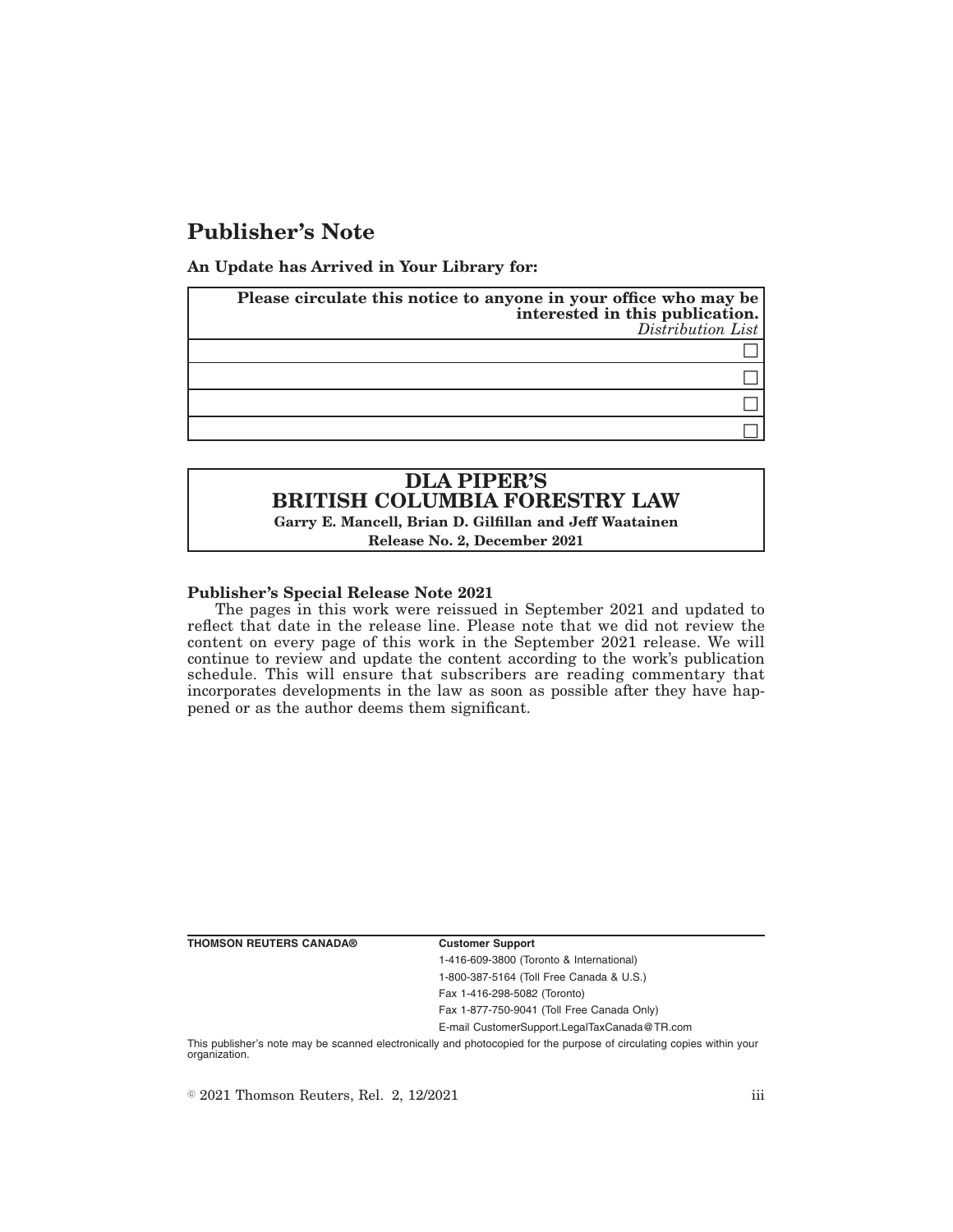# Publisher's Note

**An Update has Arrived in Your Library for:**

| **Please circulate this notice to anyone in your office who may be interested in this publication.** *Distribution List* |
| --- |
| ☐ |
| ☐ |
| ☐ |
| ☐ |

| **DLA PIPER'S BRITISH COLUMBIA FORESTRY LAW** |
| --- |
| **Garry E. Mancell, Brian D. Gilfillan and Jeff Waatainen** |
| **Release No. 2, December 2021** |

**Publisher's Special Release Note 2021**

The pages in this work were reissued in September 2021 and updated to reflect that date in the release line. Please note that we did not review the content on every page of this work in the September 2021 release. We will continue to review and update the content according to the work's publication schedule. This will ensure that subscribers are reading commentary that incorporates developments in the law as soon as possible after they have happened or as the author deems them significant.

**THOMSON REUTERS CANADA®**

**Customer Support**

1-416-609-3800 (Toronto & International)

1-800-387-5164 (Toll Free Canada & U.S.)

Fax 1-416-298-5082 (Toronto)

Fax 1-877-750-9041 (Toll Free Canada Only)

E-mail CustomerSupport.LegalTaxCanada@TR.com

This publisher's note may be scanned electronically and photocopied for the purpose of circulating copies within your organization.

© 2021 Thomson Reuters, Rel. 2, 12/2021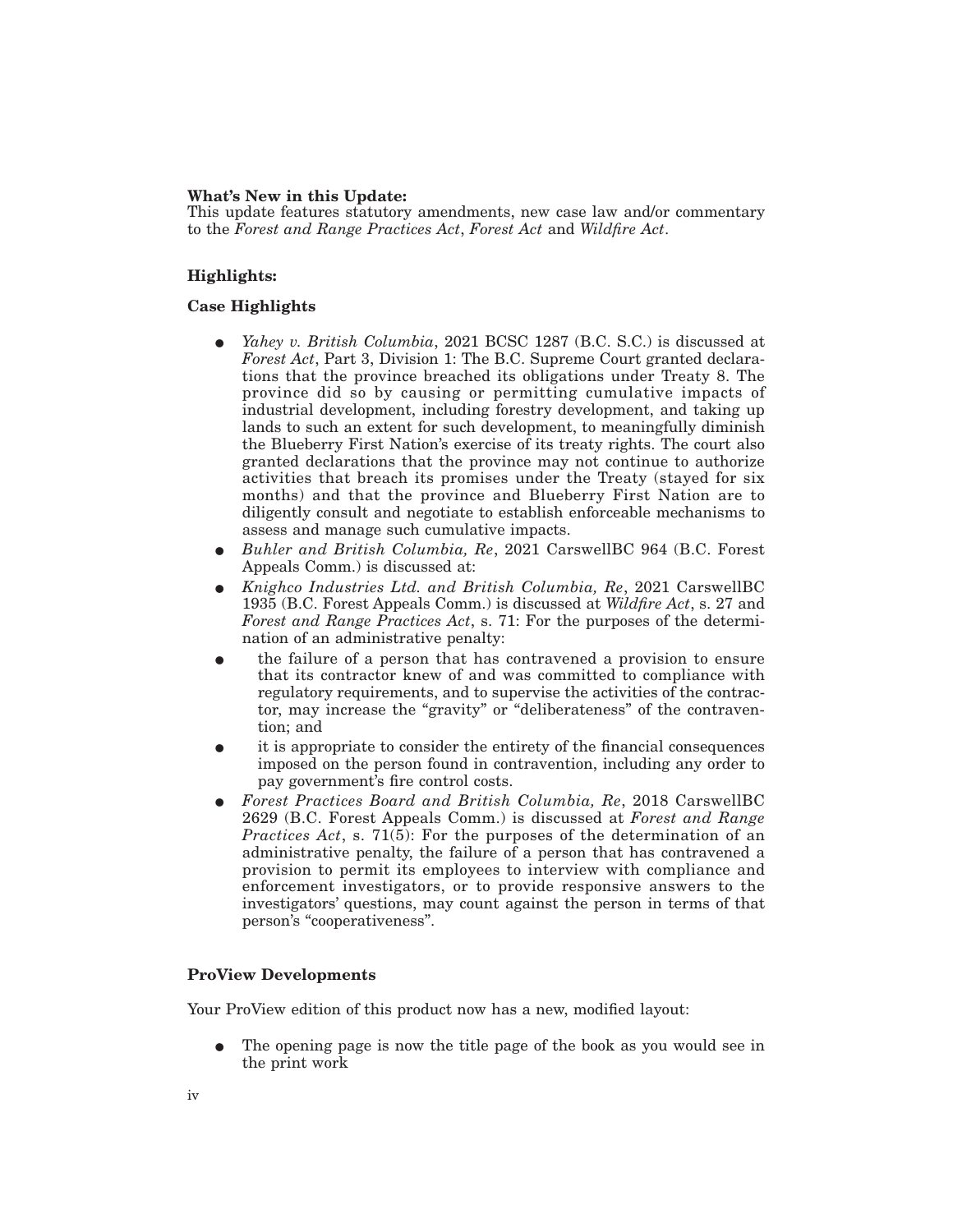**What's New in this Update:**
This update features statutory amendments, new case law and/or commentary to the *Forest and Range Practices Act*, *Forest Act* and *Wildfire Act*.

**Highlights:**

**Case Highlights**

- *Yahey v. British Columbia*, 2021 BCSC 1287 (B.C. S.C.) is discussed at *Forest Act*, Part 3, Division 1: The B.C. Supreme Court granted declarations that the province breached its obligations under Treaty 8. The province did so by causing or permitting cumulative impacts of industrial development, including forestry development, and taking up lands to such an extent for such development, to meaningfully diminish the Blueberry First Nation's exercise of its treaty rights. The court also granted declarations that the province may not continue to authorize activities that breach its promises under the Treaty (stayed for six months) and that the province and Blueberry First Nation are to diligently consult and negotiate to establish enforceable mechanisms to assess and manage such cumulative impacts.
- *Buhler and British Columbia, Re*, 2021 CarswellBC 964 (B.C. Forest Appeals Comm.) is discussed at:
- *Knighco Industries Ltd. and British Columbia, Re*, 2021 CarswellBC 1935 (B.C. Forest Appeals Comm.) is discussed at *Wildfire Act*, s. 27 and *Forest and Range Practices Act*, s. 71: For the purposes of the determination of an administrative penalty:
- the failure of a person that has contravened a provision to ensure that its contractor knew of and was committed to compliance with regulatory requirements, and to supervise the activities of the contractor, may increase the "gravity" or "deliberateness" of the contravention; and
- it is appropriate to consider the entirety of the financial consequences imposed on the person found in contravention, including any order to pay government's fire control costs.
- *Forest Practices Board and British Columbia, Re*, 2018 CarswellBC 2629 (B.C. Forest Appeals Comm.) is discussed at *Forest and Range Practices Act*, s. 71(5): For the purposes of the determination of an administrative penalty, the failure of a person that has contravened a provision to permit its employees to interview with compliance and enforcement investigators, or to provide responsive answers to the investigators' questions, may count against the person in terms of that person's "cooperativeness".

**ProView Developments**

Your ProView edition of this product now has a new, modified layout:

- The opening page is now the title page of the book as you would see in the print work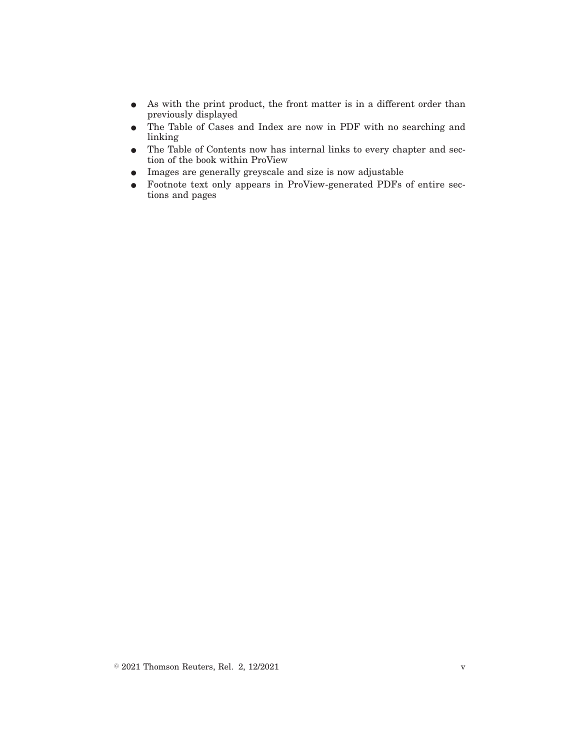- As with the print product, the front matter is in a different order than previously displayed
- The Table of Cases and Index are now in PDF with no searching and linking
- The Table of Contents now has internal links to every chapter and section of the book within ProView
- Images are generally greyscale and size is now adjustable
- Footnote text only appears in ProView-generated PDFs of entire sections and pages

© 2021 Thomson Reuters, Rel. 2, 12/2021